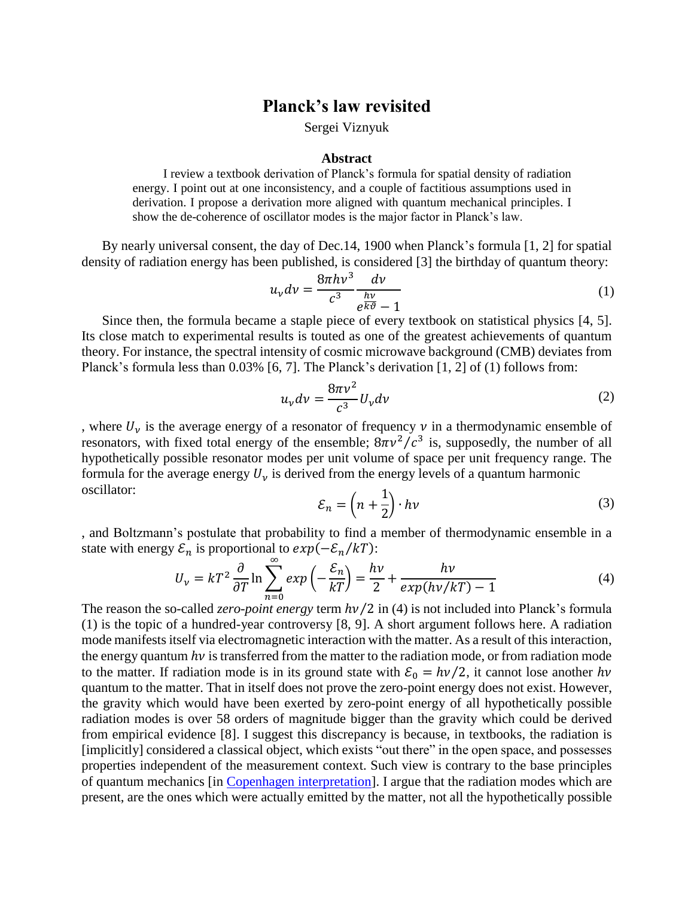# Planck's law revisited

Sergei Viznyuk

### Abstract

I review a textbook derivation of Planck's formula for spatial density of radiation energy. I point out at one inconsistency, and a couple of factitious assumptions used in derivation. I propose a derivation more aligned with quantum mechanical principles. I show the de-coherence of oscillator modes is the major factor in Planck's law.

By nearly universal consent, the day of Dec.14, 1900 when Planck's formula [1, 2] for spatial density of radiation energy has been published, is considered [3] the birthday of quantum theory:

$$u_\nu d\nu = \frac{8\pi h\nu^3}{c^3}\frac{d\nu}{e^{\frac{h\nu}{k\vartheta}} - 1} \tag{1}$$

Since then, the formula became a staple piece of every textbook on statistical physics [4, 5]. Its close match to experimental results is touted as one of the greatest achievements of quantum theory. For instance, the spectral intensity of cosmic microwave background (CMB) deviates from Planck's formula less than 0.03% [6, 7]. The Planck's derivation [1, 2] of (1) follows from:

$$u_\nu d\nu = \frac{8\pi\nu^2}{c^3}U_\nu d\nu \tag{2}$$

, where $U_\nu$ is the average energy of a resonator of frequency $\nu$ in a thermodynamic ensemble of resonators, with fixed total energy of the ensemble; $8\pi\nu^2/c^3$ is, supposedly, the number of all hypothetically possible resonator modes per unit volume of space per unit frequency range. The formula for the average energy $U_\nu$ is derived from the energy levels of a quantum harmonic oscillator:

$$\mathcal{E}_n = \left(n + \frac{1}{2}\right)\cdot h\nu \tag{3}$$

, and Boltzmann's postulate that probability to find a member of thermodynamic ensemble in a state with energy $\mathcal{E}_n$ is proportional to $exp(-\mathcal{E}_n/kT)$:

$$U_\nu = kT^2\frac{\partial}{\partial T}\ln\sum_{n=0}^{\infty} exp\left(-\frac{\mathcal{E}_n}{kT}\right) = \frac{h\nu}{2} + \frac{h\nu}{exp(h\nu/kT) - 1} \tag{4}$$

The reason the so-called *zero-point energy* term $h\nu/2$ in (4) is not included into Planck's formula (1) is the topic of a hundred-year controversy [8, 9]. A short argument follows here. A radiation mode manifests itself via electromagnetic interaction with the matter. As a result of this interaction, the energy quantum $h\nu$ is transferred from the matter to the radiation mode, or from radiation mode to the matter. If radiation mode is in its ground state with $\mathcal{E}_0 = h\nu/2$, it cannot lose another $h\nu$ quantum to the matter. That in itself does not prove the zero-point energy does not exist. However, the gravity which would have been exerted by zero-point energy of all hypothetically possible radiation modes is over 58 orders of magnitude bigger than the gravity which could be derived from empirical evidence [8]. I suggest this discrepancy is because, in textbooks, the radiation is [implicitly] considered a classical object, which exists "out there" in the open space, and possesses properties independent of the measurement context. Such view is contrary to the base principles of quantum mechanics [in Copenhagen interpretation]. I argue that the radiation modes which are present, are the ones which were actually emitted by the matter, not all the hypothetically possible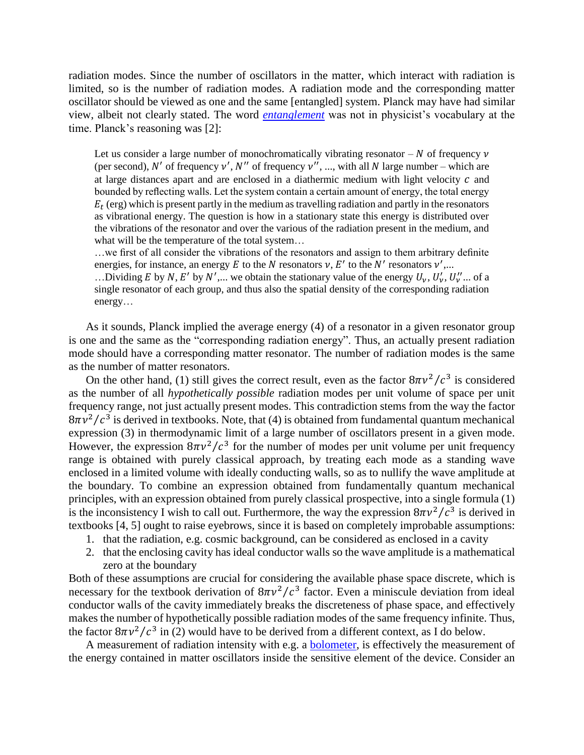radiation modes. Since the number of oscillators in the matter, which interact with radiation is limited, so is the number of radiation modes. A radiation mode and the corresponding matter oscillator should be viewed as one and the same [entangled] system. Planck may have had similar view, albeit not clearly stated. The word *entanglement* was not in physicist's vocabulary at the time. Planck's reasoning was [2]:

> Let us consider a large number of monochromatically vibrating resonator – $N$ of frequency $\nu$ (per second), $N'$ of frequency $\nu'$, $N''$ of frequency $\nu''$, ..., with all $N$ large number – which are at large distances apart and are enclosed in a diathermic medium with light velocity $c$ and bounded by reflecting walls. Let the system contain a certain amount of energy, the total energy $E_t$ (erg) which is present partly in the medium as travelling radiation and partly in the resonators as vibrational energy. The question is how in a stationary state this energy is distributed over the vibrations of the resonator and over the various of the radiation present in the medium, and what will be the temperature of the total system…
>
> …we first of all consider the vibrations of the resonators and assign to them arbitrary definite energies, for instance, an energy $E$ to the $N$ resonators $\nu$, $E'$ to the $N'$ resonators $\nu'$,...
>
> …Dividing $E$ by $N$, $E'$ by $N'$,... we obtain the stationary value of the energy $U_\nu$, $U'_\nu$, $U''_\nu$... of a single resonator of each group, and thus also the spatial density of the corresponding radiation energy…

As it sounds, Planck implied the average energy (4) of a resonator in a given resonator group is one and the same as the "corresponding radiation energy". Thus, an actually present radiation mode should have a corresponding matter resonator. The number of radiation modes is the same as the number of matter resonators.

On the other hand, (1) still gives the correct result, even as the factor $8\pi\nu^2/c^3$ is considered as the number of all *hypothetically possible* radiation modes per unit volume of space per unit frequency range, not just actually present modes. This contradiction stems from the way the factor $8\pi\nu^2/c^3$ is derived in textbooks. Note, that (4) is obtained from fundamental quantum mechanical expression (3) in thermodynamic limit of a large number of oscillators present in a given mode. However, the expression $8\pi\nu^2/c^3$ for the number of modes per unit volume per unit frequency range is obtained with purely classical approach, by treating each mode as a standing wave enclosed in a limited volume with ideally conducting walls, so as to nullify the wave amplitude at the boundary. To combine an expression obtained from fundamentally quantum mechanical principles, with an expression obtained from purely classical prospective, into a single formula (1) is the inconsistency I wish to call out. Furthermore, the way the expression $8\pi\nu^2/c^3$ is derived in textbooks [4, 5] ought to raise eyebrows, since it is based on completely improbable assumptions:

1. that the radiation, e.g. cosmic background, can be considered as enclosed in a cavity
2. that the enclosing cavity has ideal conductor walls so the wave amplitude is a mathematical zero at the boundary

Both of these assumptions are crucial for considering the available phase space discrete, which is necessary for the textbook derivation of $8\pi\nu^2/c^3$ factor. Even a miniscule deviation from ideal conductor walls of the cavity immediately breaks the discreteness of phase space, and effectively makes the number of hypothetically possible radiation modes of the same frequency infinite. Thus, the factor $8\pi\nu^2/c^3$ in (2) would have to be derived from a different context, as I do below.

A measurement of radiation intensity with e.g. a bolometer, is effectively the measurement of the energy contained in matter oscillators inside the sensitive element of the device. Consider an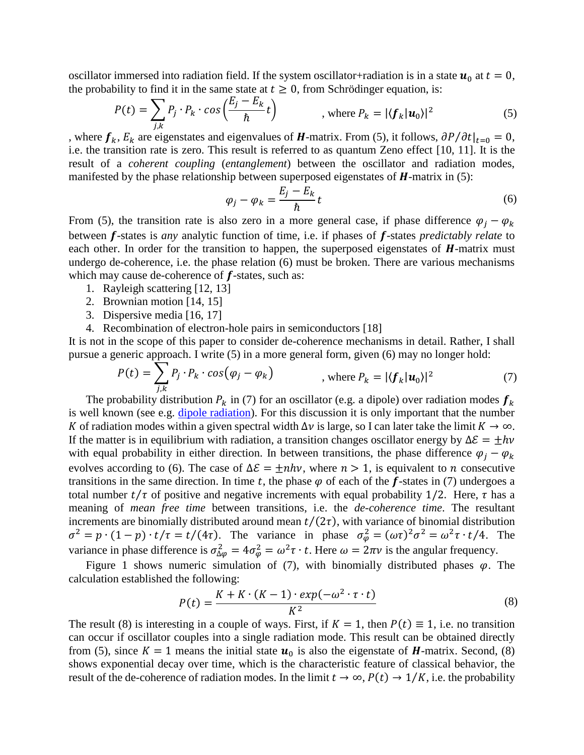oscillator immersed into radiation field. If the system oscillator+radiation is in a state $\boldsymbol{u}_0$ at $t = 0$, the probability to find it in the same state at $t \geq 0$, from Schrödinger equation, is:

$$P(t) = \sum_{j,k} P_j \cdot P_k \cdot cos\left(\frac{E_j - E_k}{\hbar} t\right) \qquad \text{, where } P_k = |\langle \boldsymbol{f}_k | \boldsymbol{u}_0 \rangle|^2 \tag{5}$$

, where $\boldsymbol{f}_k$, $E_k$ are eigenstates and eigenvalues of $\boldsymbol{H}$-matrix. From (5), it follows, $\partial P / \partial t|_{t=0} = 0$, i.e. the transition rate is zero. This result is referred to as quantum Zeno effect [10, 11]. It is the result of a *coherent coupling* (*entanglement*) between the oscillator and radiation modes, manifested by the phase relationship between superposed eigenstates of $\boldsymbol{H}$-matrix in (5):

$$\varphi_j - \varphi_k = \frac{E_j - E_k}{\hbar} t \tag{6}$$

From (5), the transition rate is also zero in a more general case, if phase difference $\varphi_j - \varphi_k$ between $\boldsymbol{f}$-states is *any* analytic function of time, i.e. if phases of $\boldsymbol{f}$-states *predictably relate* to each other. In order for the transition to happen, the superposed eigenstates of $\boldsymbol{H}$-matrix must undergo de-coherence, i.e. the phase relation (6) must be broken. There are various mechanisms which may cause de-coherence of $\boldsymbol{f}$-states, such as:

1. Rayleigh scattering [12, 13]
2. Brownian motion [14, 15]
3. Dispersive media [16, 17]
4. Recombination of electron-hole pairs in semiconductors [18]

It is not in the scope of this paper to consider de-coherence mechanisms in detail. Rather, I shall pursue a generic approach. I write (5) in a more general form, given (6) may no longer hold:

$$P(t) = \sum_{j,k} P_j \cdot P_k \cdot cos(\varphi_j - \varphi_k) \qquad \text{, where } P_k = |\langle \boldsymbol{f}_k | \boldsymbol{u}_0 \rangle|^2 \tag{7}$$

The probability distribution $P_k$ in (7) for an oscillator (e.g. a dipole) over radiation modes $\boldsymbol{f}_k$ is well known (see e.g. dipole radiation). For this discussion it is only important that the number $K$ of radiation modes within a given spectral width $\Delta\nu$ is large, so I can later take the limit $K \to \infty$. If the matter is in equilibrium with radiation, a transition changes oscillator energy by $\Delta\mathcal{E} = \pm h\nu$ with equal probability in either direction. In between transitions, the phase difference $\varphi_j - \varphi_k$ evolves according to (6). The case of $\Delta\mathcal{E} = \pm nh\nu$, where $n > 1$, is equivalent to $n$ consecutive transitions in the same direction. In time $t$, the phase $\varphi$ of each of the $\boldsymbol{f}$-states in (7) undergoes a total number $t/\tau$ of positive and negative increments with equal probability $1/2$. Here, $\tau$ has a meaning of *mean free time* between transitions, i.e. the *de-coherence time*. The resultant increments are binomially distributed around mean $t/(2\tau)$, with variance of binomial distribution $\sigma^2 = p \cdot (1-p) \cdot t/\tau = t/(4\tau)$. The variance in phase $\sigma_\varphi^2 = (\omega\tau)^2\sigma^2 = \omega^2\tau \cdot t/4$. The variance in phase difference is $\sigma_{\Delta\varphi}^2 = 4\sigma_\varphi^2 = \omega^2\tau \cdot t$. Here $\omega = 2\pi\nu$ is the angular frequency.

Figure 1 shows numeric simulation of (7), with binomially distributed phases $\varphi$. The calculation established the following:

$$P(t) = \frac{K + K \cdot (K-1) \cdot exp(-\omega^2 \cdot \tau \cdot t)}{K^2} \tag{8}$$

The result (8) is interesting in a couple of ways. First, if $K = 1$, then $P(t) \equiv 1$, i.e. no transition can occur if oscillator couples into a single radiation mode. This result can be obtained directly from (5), since $K = 1$ means the initial state $\boldsymbol{u}_0$ is also the eigenstate of $\boldsymbol{H}$-matrix. Second, (8) shows exponential decay over time, which is the characteristic feature of classical behavior, the result of the de-coherence of radiation modes. In the limit $t \to \infty$, $P(t) \to 1/K$, i.e. the probability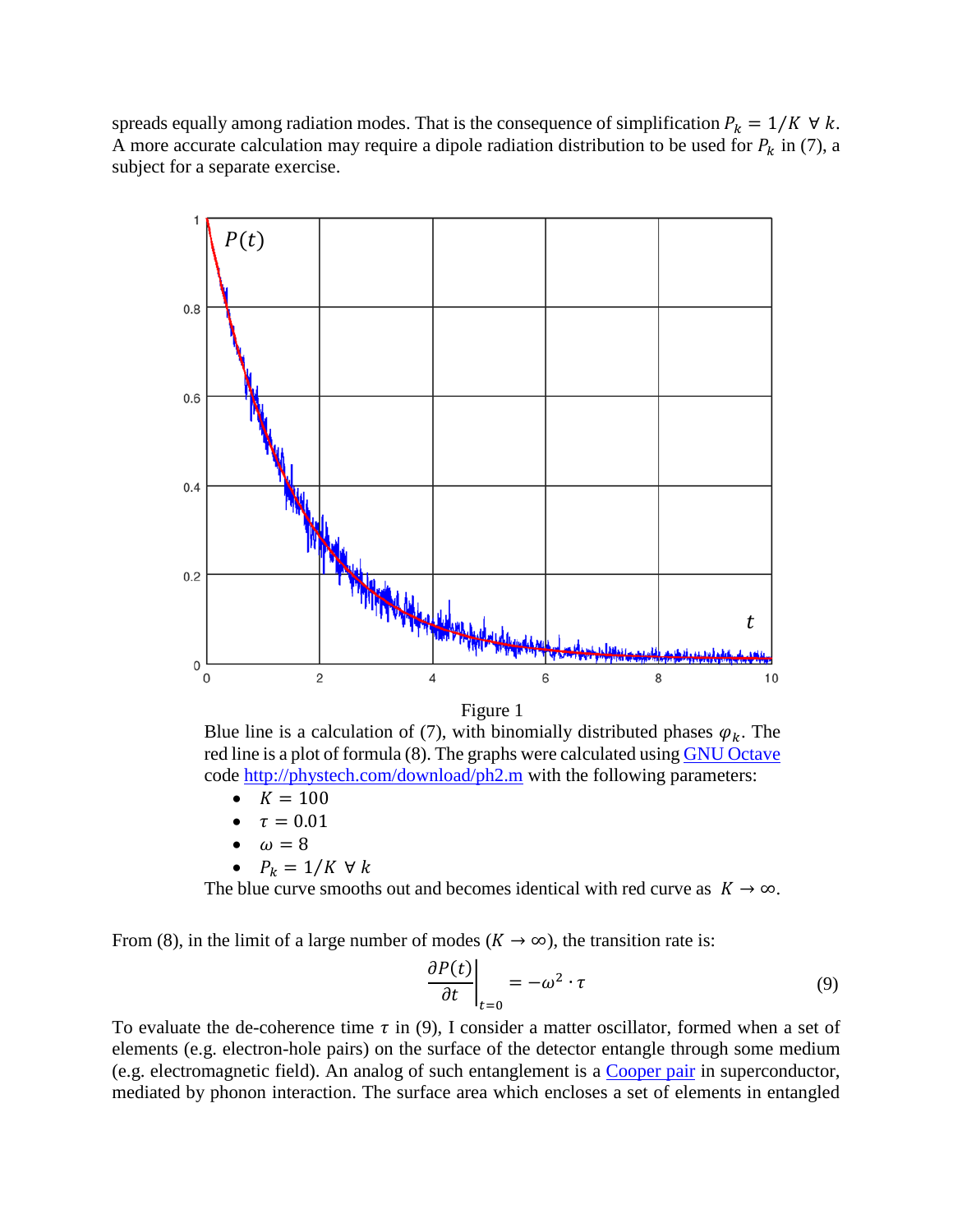spreads equally among radiation modes. That is the consequence of simplification $P_k = 1/K \ \forall \ k$. A more accurate calculation may require a dipole radiation distribution to be used for $P_k$ in (7), a subject for a separate exercise.

Figure 1

Blue line is a calculation of (7), with binomially distributed phases $\varphi_k$. The red line is a plot of formula (8). The graphs were calculated using GNU Octave code http://phystech.com/download/ph2.m with the following parameters:

- $K = 100$
- $\tau = 0.01$
- $\omega = 8$
- $P_k = 1/K \ \forall \ k$

The blue curve smooths out and becomes identical with red curve as $K \to \infty$.

From (8), in the limit of a large number of modes ($K \to \infty$), the transition rate is:

$$\left. \frac{\partial P(t)}{\partial t} \right|_{t=0} = -\omega^2 \cdot \tau \tag{9}$$

To evaluate the de-coherence time $\tau$ in (9), I consider a matter oscillator, formed when a set of elements (e.g. electron-hole pairs) on the surface of the detector entangle through some medium (e.g. electromagnetic field). An analog of such entanglement is a Cooper pair in superconductor, mediated by phonon interaction. The surface area which encloses a set of elements in entangled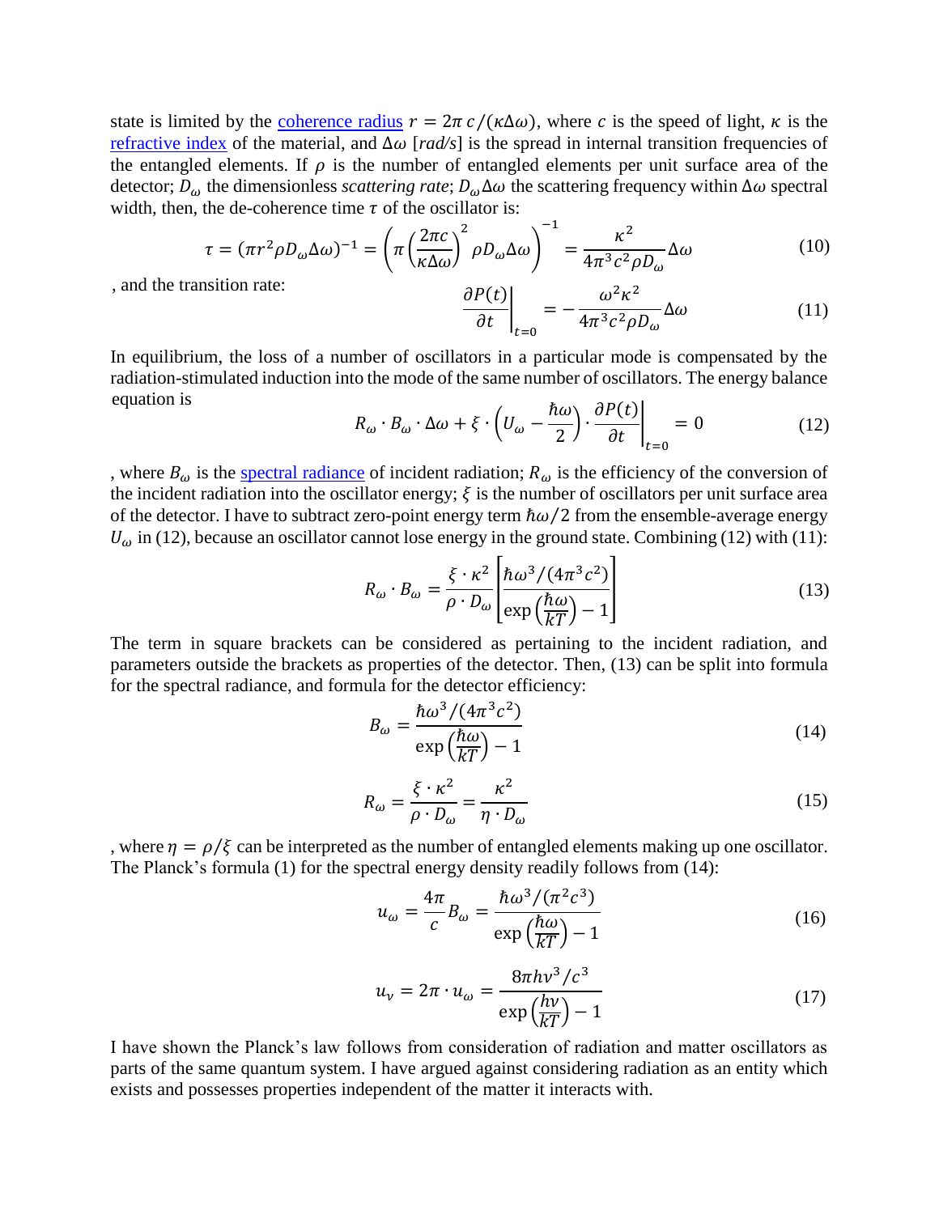state is limited by the coherence radius $r = 2\pi\, c/(\kappa\Delta\omega)$, where $c$ is the speed of light, $\kappa$ is the refractive index of the material, and $\Delta\omega$ [*rad/s*] is the spread in internal transition frequencies of the entangled elements. If $\rho$ is the number of entangled elements per unit surface area of the detector; $D_\omega$ the dimensionless *scattering rate*; $D_\omega\Delta\omega$ the scattering frequency within $\Delta\omega$ spectral width, then, the de-coherence time $\tau$ of the oscillator is:

$$\tau = (\pi r^2 \rho D_\omega \Delta\omega)^{-1} = \left(\pi \left(\frac{2\pi c}{\kappa\Delta\omega}\right)^2 \rho D_\omega \Delta\omega\right)^{-1} = \frac{\kappa^2}{4\pi^3 c^2 \rho D_\omega}\Delta\omega \tag{10}$$

, and the transition rate:

$$\left.\frac{\partial P(t)}{\partial t}\right|_{t=0} = -\frac{\omega^2\kappa^2}{4\pi^3 c^2 \rho D_\omega}\Delta\omega \tag{11}$$

In equilibrium, the loss of a number of oscillators in a particular mode is compensated by the radiation-stimulated induction into the mode of the same number of oscillators. The energy balance equation is

$$R_\omega \cdot B_\omega \cdot \Delta\omega + \xi \cdot \left(U_\omega - \frac{\hbar\omega}{2}\right) \cdot \left.\frac{\partial P(t)}{\partial t}\right|_{t=0} = 0 \tag{12}$$

, where $B_\omega$ is the spectral radiance of incident radiation; $R_\omega$ is the efficiency of the conversion of the incident radiation into the oscillator energy; $\xi$ is the number of oscillators per unit surface area of the detector. I have to subtract zero-point energy term $\hbar\omega/2$ from the ensemble-average energy $U_\omega$ in (12), because an oscillator cannot lose energy in the ground state. Combining (12) with (11):

$$R_\omega \cdot B_\omega = \frac{\xi \cdot \kappa^2}{\rho \cdot D_\omega}\left[\frac{\hbar\omega^3/(4\pi^3 c^2)}{\exp\left(\frac{\hbar\omega}{kT}\right) - 1}\right] \tag{13}$$

The term in square brackets can be considered as pertaining to the incident radiation, and parameters outside the brackets as properties of the detector. Then, (13) can be split into formula for the spectral radiance, and formula for the detector efficiency:

$$B_\omega = \frac{\hbar\omega^3/(4\pi^3 c^2)}{\exp\left(\frac{\hbar\omega}{kT}\right) - 1} \tag{14}$$

$$R_\omega = \frac{\xi \cdot \kappa^2}{\rho \cdot D_\omega} = \frac{\kappa^2}{\eta \cdot D_\omega} \tag{15}$$

, where $\eta = \rho/\xi$ can be interpreted as the number of entangled elements making up one oscillator. The Planck's formula (1) for the spectral energy density readily follows from (14):

$$u_\omega = \frac{4\pi}{c} B_\omega = \frac{\hbar\omega^3/(\pi^2 c^3)}{\exp\left(\frac{\hbar\omega}{kT}\right) - 1} \tag{16}$$

$$u_\nu = 2\pi \cdot u_\omega = \frac{8\pi h\nu^3/c^3}{\exp\left(\frac{h\nu}{kT}\right) - 1} \tag{17}$$

I have shown the Planck's law follows from consideration of radiation and matter oscillators as parts of the same quantum system. I have argued against considering radiation as an entity which exists and possesses properties independent of the matter it interacts with.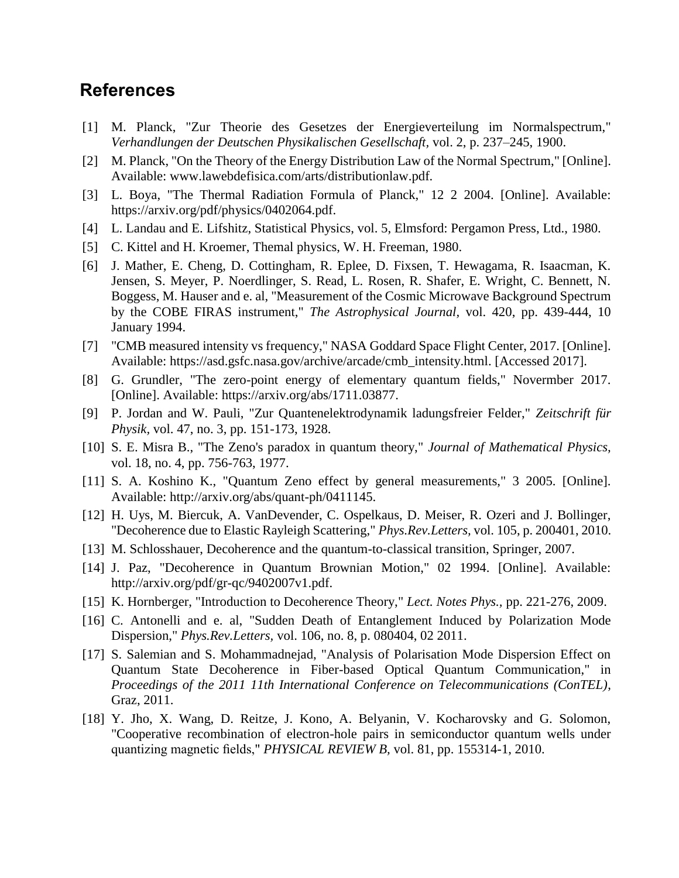## References

[1] M. Planck, "Zur Theorie des Gesetzes der Energieverteilung im Normalspectrum," *Verhandlungen der Deutschen Physikalischen Gesellschaft,* vol. 2, p. 237–245, 1900.

[2] M. Planck, "On the Theory of the Energy Distribution Law of the Normal Spectrum," [Online]. Available: www.lawebdefisica.com/arts/distributionlaw.pdf.

[3] L. Boya, "The Thermal Radiation Formula of Planck," 12 2 2004. [Online]. Available: https://arxiv.org/pdf/physics/0402064.pdf.

[4] L. Landau and E. Lifshitz, Statistical Physics, vol. 5, Elmsford: Pergamon Press, Ltd., 1980.

[5] C. Kittel and H. Kroemer, Themal physics, W. H. Freeman, 1980.

[6] J. Mather, E. Cheng, D. Cottingham, R. Eplee, D. Fixsen, T. Hewagama, R. Isaacman, K. Jensen, S. Meyer, P. Noerdlinger, S. Read, L. Rosen, R. Shafer, E. Wright, C. Bennett, N. Boggess, M. Hauser and e. al, "Measurement of the Cosmic Microwave Background Spectrum by the COBE FIRAS instrument," *The Astrophysical Journal,* vol. 420, pp. 439-444, 10 January 1994.

[7] "CMB measured intensity vs frequency," NASA Goddard Space Flight Center, 2017. [Online]. Available: https://asd.gsfc.nasa.gov/archive/arcade/cmb_intensity.html. [Accessed 2017].

[8] G. Grundler, "The zero-point energy of elementary quantum fields," Novermber 2017. [Online]. Available: https://arxiv.org/abs/1711.03877.

[9] P. Jordan and W. Pauli, "Zur Quantenelektrodynamik ladungsfreier Felder," *Zeitschrift für Physik,* vol. 47, no. 3, pp. 151-173, 1928.

[10] S. E. Misra B., "The Zeno's paradox in quantum theory," *Journal of Mathematical Physics,* vol. 18, no. 4, pp. 756-763, 1977.

[11] S. A. Koshino K., "Quantum Zeno effect by general measurements," 3 2005. [Online]. Available: http://arxiv.org/abs/quant-ph/0411145.

[12] H. Uys, M. Biercuk, A. VanDevender, C. Ospelkaus, D. Meiser, R. Ozeri and J. Bollinger, "Decoherence due to Elastic Rayleigh Scattering," *Phys.Rev.Letters,* vol. 105, p. 200401, 2010.

[13] M. Schlosshauer, Decoherence and the quantum-to-classical transition, Springer, 2007.

[14] J. Paz, "Decoherence in Quantum Brownian Motion," 02 1994. [Online]. Available: http://arxiv.org/pdf/gr-qc/9402007v1.pdf.

[15] K. Hornberger, "Introduction to Decoherence Theory," *Lect. Notes Phys.,* pp. 221-276, 2009.

[16] C. Antonelli and e. al, "Sudden Death of Entanglement Induced by Polarization Mode Dispersion," *Phys.Rev.Letters,* vol. 106, no. 8, p. 080404, 02 2011.

[17] S. Salemian and S. Mohammadnejad, "Analysis of Polarisation Mode Dispersion Effect on Quantum State Decoherence in Fiber-based Optical Quantum Communication," in *Proceedings of the 2011 11th International Conference on Telecommunications (ConTEL),* Graz, 2011.

[18] Y. Jho, X. Wang, D. Reitze, J. Kono, A. Belyanin, V. Kocharovsky and G. Solomon, "Cooperative recombination of electron-hole pairs in semiconductor quantum wells under quantizing magnetic fields," *PHYSICAL REVIEW B,* vol. 81, pp. 155314-1, 2010.